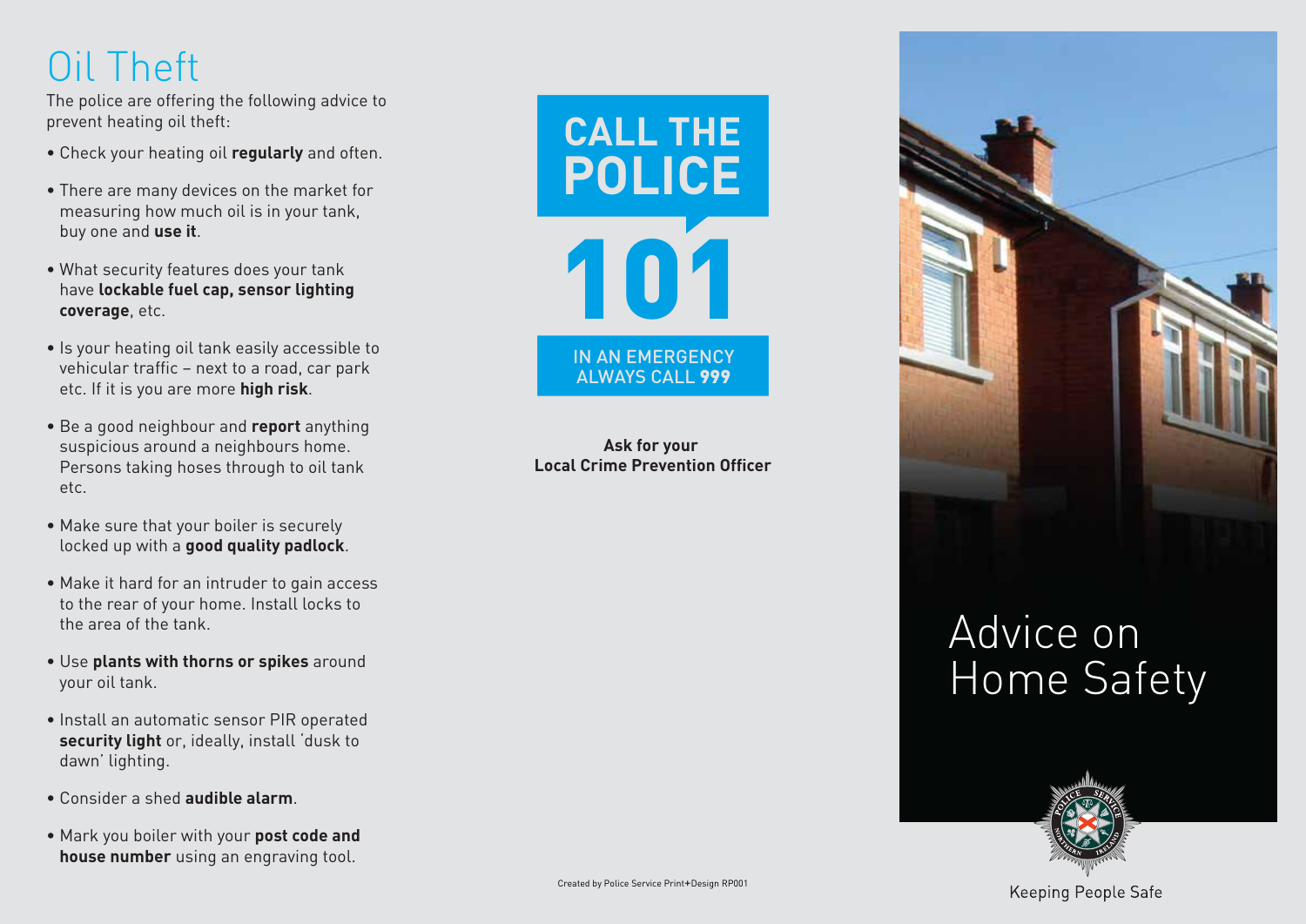# Oil Theft

The police are offering the following advice to prevent heating oil theft:

- Check your heating oil **regularly** and often.
- There are many devices on the market for measuring how much oil is in your tank, buy one and **use it**.
- What security features does your tank have **lockable fuel cap, sensor lighting coverage**, etc.
- Is your heating oil tank easily accessible to vehicular traffic – next to a road, car park etc. If it is you are more **high risk**.
- Be a good neighbour and **report** anything suspicious around a neighbours home. Persons taking hoses through to oil tank etc.
- Make sure that your boiler is securely locked up with a **good quality padlock**.
- Make it hard for an intruder to gain access to the rear of your home. Install locks to the area of the tank.
- Use **plants with thorns or spikes** around your oil tank.
- Install an automatic sensor PIR operated **security light** or, ideally, install 'dusk to dawn' lighting.
- Consider a shed **audible alarm**.
- Mark you boiler with your **post code and house number** using an engraving tool.

**CALL THE POLICE**

**101**

IN AN EMERGENCY ALWAYS CALL **999**

**Ask for your Local Crime Prevention Officer**

Created by Police Service Print+Design RP001

# Advice on Home Safety

Keeping People Safe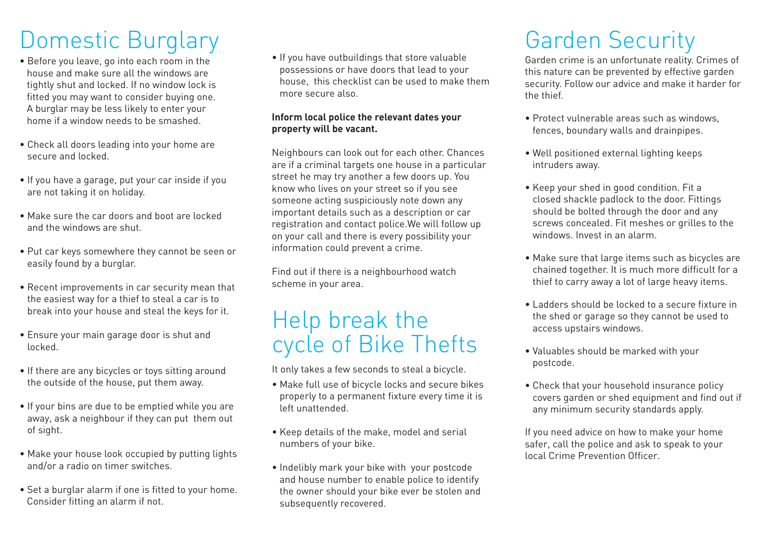# Domestic Burglary

- Before you leave, go into each room in the house and make sure all the windows are tightly shut and locked. If no window lock is fitted you may want to consider buying one. A burglar may be less likely to enter your home if a window needs to be smashed.
- Check all doors leading into your home are secure and locked.
- If you have a garage, put your car inside if you are not taking it on holiday.
- Make sure the car doors and boot are locked and the windows are shut.
- Put car keys somewhere they cannot be seen or easily found by a burglar.
- Recent improvements in car security mean that the easiest way for a thief to steal a car is to break into your house and steal the keys for it.
- Ensure your main garage door is shut and locked.
- If there are any bicycles or toys sitting around the outside of the house, put them away.
- If your bins are due to be emptied while you are away, ask a neighbour if they can put them out of sight.
- Make your house look occupied by putting lights and/or a radio on timer switches.
- Set a burglar alarm if one is fitted to your home. Consider fitting an alarm if not.
- If you have outbuildings that store valuable possessions or have doors that lead to your house, this checklist can be used to make them more secure also.

**Inform local police the relevant dates your property will be vacant.**

Neighbours can look out for each other. Chances are if a criminal targets one house in a particular street he may try another a few doors up. You know who lives on your street so if you see someone acting suspiciously note down any important details such as a description or car registration and contact police.We will follow up on your call and there is every possibility your information could prevent a crime.

Find out if there is a neighbourhood watch scheme in your area.

# Help break the cycle of Bike Thefts

It only takes a few seconds to steal a bicycle.

- Make full use of bicycle locks and secure bikes properly to a permanent fixture every time it is left unattended.
- Keep details of the make, model and serial numbers of your bike.
- Indelibly mark your bike with your postcode and house number to enable police to identify the owner should your bike ever be stolen and subsequently recovered.

# Garden Security

Garden crime is an unfortunate reality. Crimes of this nature can be prevented by effective garden security. Follow our advice and make it harder for the thief.

- Protect vulnerable areas such as windows, fences, boundary walls and drainpipes.
- Well positioned external lighting keeps intruders away.
- Keep your shed in good condition. Fit a closed shackle padlock to the door. Fittings should be bolted through the door and any screws concealed. Fit meshes or grilles to the windows. Invest in an alarm.
- Make sure that large items such as bicycles are chained together. It is much more difficult for a thief to carry away a lot of large heavy items.
- Ladders should be locked to a secure fixture in the shed or garage so they cannot be used to access upstairs windows.
- Valuables should be marked with your postcode.
- Check that your household insurance policy covers garden or shed equipment and find out if any minimum security standards apply.

If you need advice on how to make your home safer, call the police and ask to speak to your local Crime Prevention Officer.